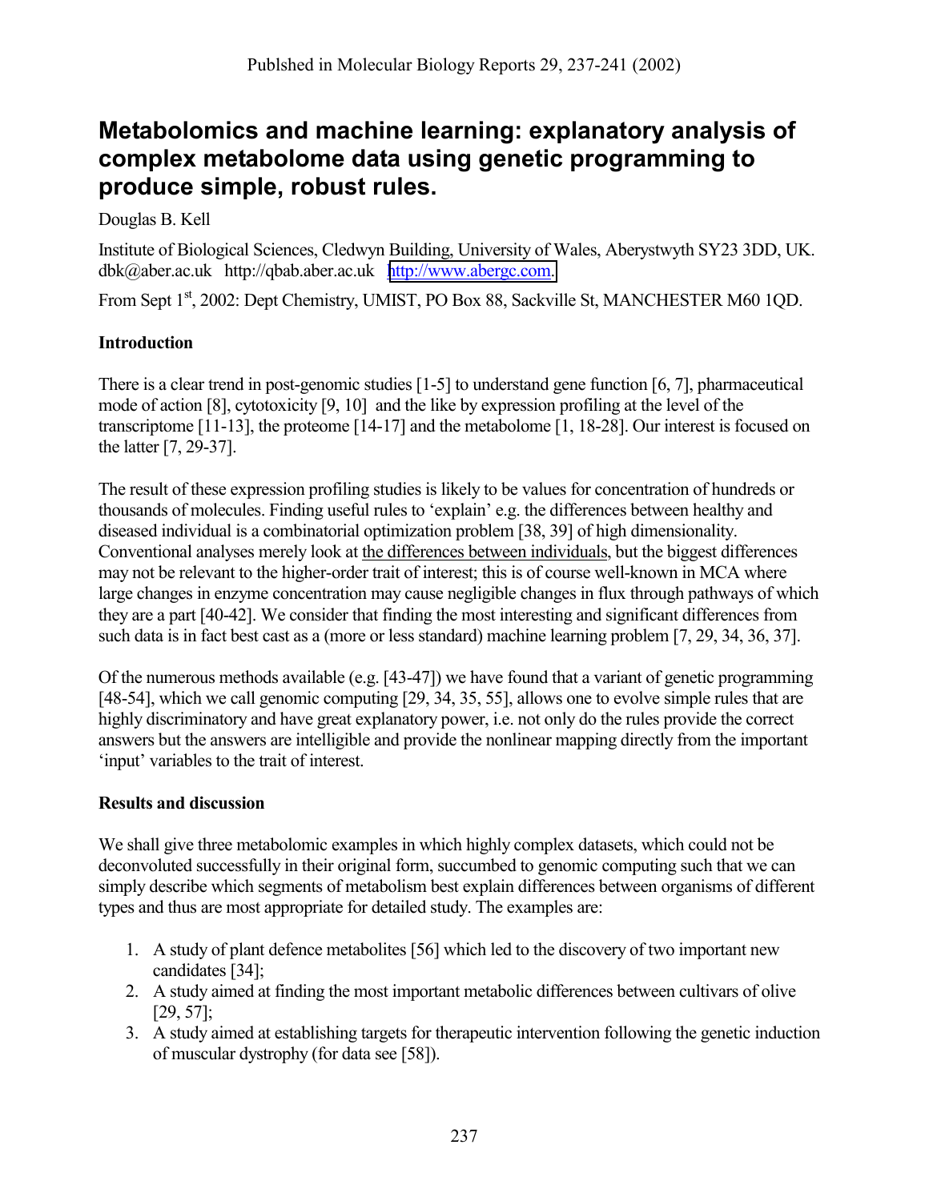Publshed in Molecular Biology Reports 29, 237-241 (2002)

# Metabolomics and machine learning: explanatory analysis of complex metabolome data using genetic programming to produce simple, robust rules.

Douglas B. Kell

Institute of Biological Sciences, Cledwyn Building, University of Wales, Aberystwyth SY23 3DD, UK. dbk@aber.ac.uk http://qbab.aber.ac.uk http://www.abergc.com.

From Sept 1st, 2002: Dept Chemistry, UMIST, PO Box 88, Sackville St, MANCHESTER M60 1QD.

## Introduction

There is a clear trend in post-genomic studies [1-5] to understand gene function [6, 7], pharmaceutical mode of action [8], cytotoxicity [9, 10] and the like by expression profiling at the level of the transcriptome [11-13], the proteome [14-17] and the metabolome [1, 18-28]. Our interest is focused on the latter [7, 29-37].

The result of these expression profiling studies is likely to be values for concentration of hundreds or thousands of molecules. Finding useful rules to 'explain' e.g. the differences between healthy and diseased individual is a combinatorial optimization problem [38, 39] of high dimensionality. Conventional analyses merely look at the differences between individuals, but the biggest differences may not be relevant to the higher-order trait of interest; this is of course well-known in MCA where large changes in enzyme concentration may cause negligible changes in flux through pathways of which they are a part [40-42]. We consider that finding the most interesting and significant differences from such data is in fact best cast as a (more or less standard) machine learning problem [7, 29, 34, 36, 37].

Of the numerous methods available (e.g. [43-47]) we have found that a variant of genetic programming [48-54], which we call genomic computing [29, 34, 35, 55], allows one to evolve simple rules that are highly discriminatory and have great explanatory power, i.e. not only do the rules provide the correct answers but the answers are intelligible and provide the nonlinear mapping directly from the important 'input' variables to the trait of interest.

## Results and discussion

We shall give three metabolomic examples in which highly complex datasets, which could not be deconvoluted successfully in their original form, succumbed to genomic computing such that we can simply describe which segments of metabolism best explain differences between organisms of different types and thus are most appropriate for detailed study. The examples are:

1. A study of plant defence metabolites [56] which led to the discovery of two important new candidates [34];
2. A study aimed at finding the most important metabolic differences between cultivars of olive [29, 57];
3. A study aimed at establishing targets for therapeutic intervention following the genetic induction of muscular dystrophy (for data see [58]).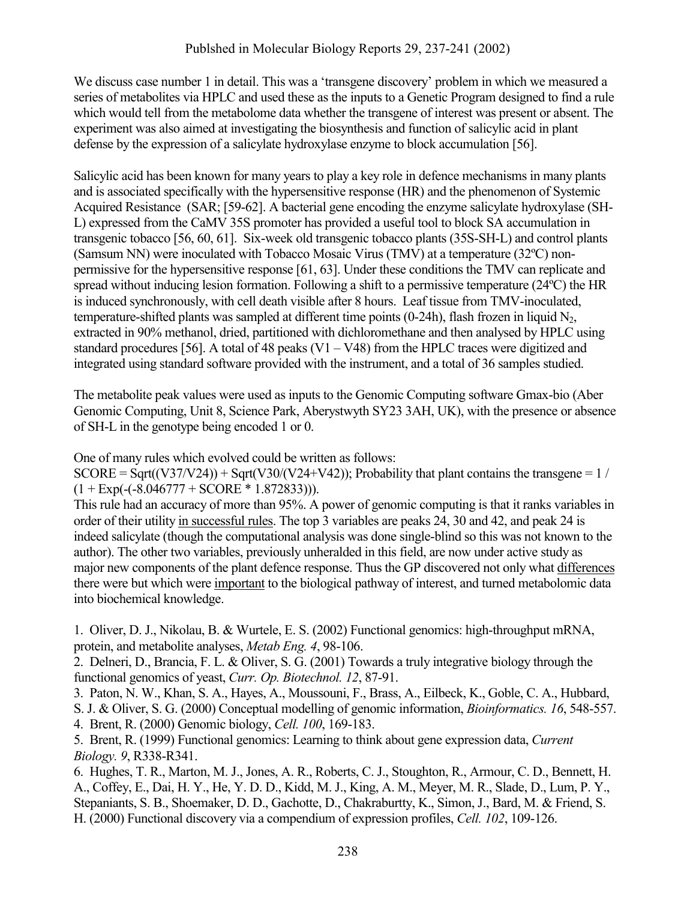We discuss case number 1 in detail. This was a 'transgene discovery' problem in which we measured a series of metabolites via HPLC and used these as the inputs to a Genetic Program designed to find a rule which would tell from the metabolome data whether the transgene of interest was present or absent. The experiment was also aimed at investigating the biosynthesis and function of salicylic acid in plant defense by the expression of a salicylate hydroxylase enzyme to block accumulation [56].

Salicylic acid has been known for many years to play a key role in defence mechanisms in many plants and is associated specifically with the hypersensitive response (HR) and the phenomenon of Systemic Acquired Resistance (SAR; [59-62]. A bacterial gene encoding the enzyme salicylate hydroxylase (SH-L) expressed from the CaMV 35S promoter has provided a useful tool to block SA accumulation in transgenic tobacco [56, 60, 61]. Six-week old transgenic tobacco plants (35S-SH-L) and control plants (Samsum NN) were inoculated with Tobacco Mosaic Virus (TMV) at a temperature (32ºC) non-permissive for the hypersensitive response [61, 63]. Under these conditions the TMV can replicate and spread without inducing lesion formation. Following a shift to a permissive temperature (24ºC) the HR is induced synchronously, with cell death visible after 8 hours. Leaf tissue from TMV-inoculated, temperature-shifted plants was sampled at different time points (0-24h), flash frozen in liquid $N_2$, extracted in 90% methanol, dried, partitioned with dichloromethane and then analysed by HPLC using standard procedures [56]. A total of 48 peaks (V1 – V48) from the HPLC traces were digitized and integrated using standard software provided with the instrument, and a total of 36 samples studied.

The metabolite peak values were used as inputs to the Genomic Computing software Gmax-bio (Aber Genomic Computing, Unit 8, Science Park, Aberystwyth SY23 3AH, UK), with the presence or absence of SH-L in the genotype being encoded 1 or 0.

One of many rules which evolved could be written as follows:
SCORE = Sqrt((V37/V24)) + Sqrt(V30/(V24+V42)); Probability that plant contains the transgene = 1 / (1 + Exp(-(-8.046777 + SCORE * 1.872833))).
This rule had an accuracy of more than 95%. A power of genomic computing is that it ranks variables in order of their utility <u>in successful rules</u>. The top 3 variables are peaks 24, 30 and 42, and peak 24 is indeed salicylate (though the computational analysis was done single-blind so this was not known to the author). The other two variables, previously unheralded in this field, are now under active study as major new components of the plant defence response. Thus the GP discovered not only what <u>differences</u> there were but which were <u>important</u> to the biological pathway of interest, and turned metabolomic data into biochemical knowledge.

1. Oliver, D. J., Nikolau, B. & Wurtele, E. S. (2002) Functional genomics: high-throughput mRNA, protein, and metabolite analyses, *Metab Eng. 4*, 98-106.
2. Delneri, D., Brancia, F. L. & Oliver, S. G. (2001) Towards a truly integrative biology through the functional genomics of yeast, *Curr. Op. Biotechnol. 12*, 87-91.
3. Paton, N. W., Khan, S. A., Hayes, A., Moussouni, F., Brass, A., Eilbeck, K., Goble, C. A., Hubbard, S. J. & Oliver, S. G. (2000) Conceptual modelling of genomic information, *Bioinformatics. 16*, 548-557.
4. Brent, R. (2000) Genomic biology, *Cell. 100*, 169-183.
5. Brent, R. (1999) Functional genomics: Learning to think about gene expression data, *Current Biology. 9*, R338-R341.
6. Hughes, T. R., Marton, M. J., Jones, A. R., Roberts, C. J., Stoughton, R., Armour, C. D., Bennett, H. A., Coffey, E., Dai, H. Y., He, Y. D. D., Kidd, M. J., King, A. M., Meyer, M. R., Slade, D., Lum, P. Y., Stepaniants, S. B., Shoemaker, D. D., Gachotte, D., Chakraburtty, K., Simon, J., Bard, M. & Friend, S. H. (2000) Functional discovery via a compendium of expression profiles, *Cell. 102*, 109-126.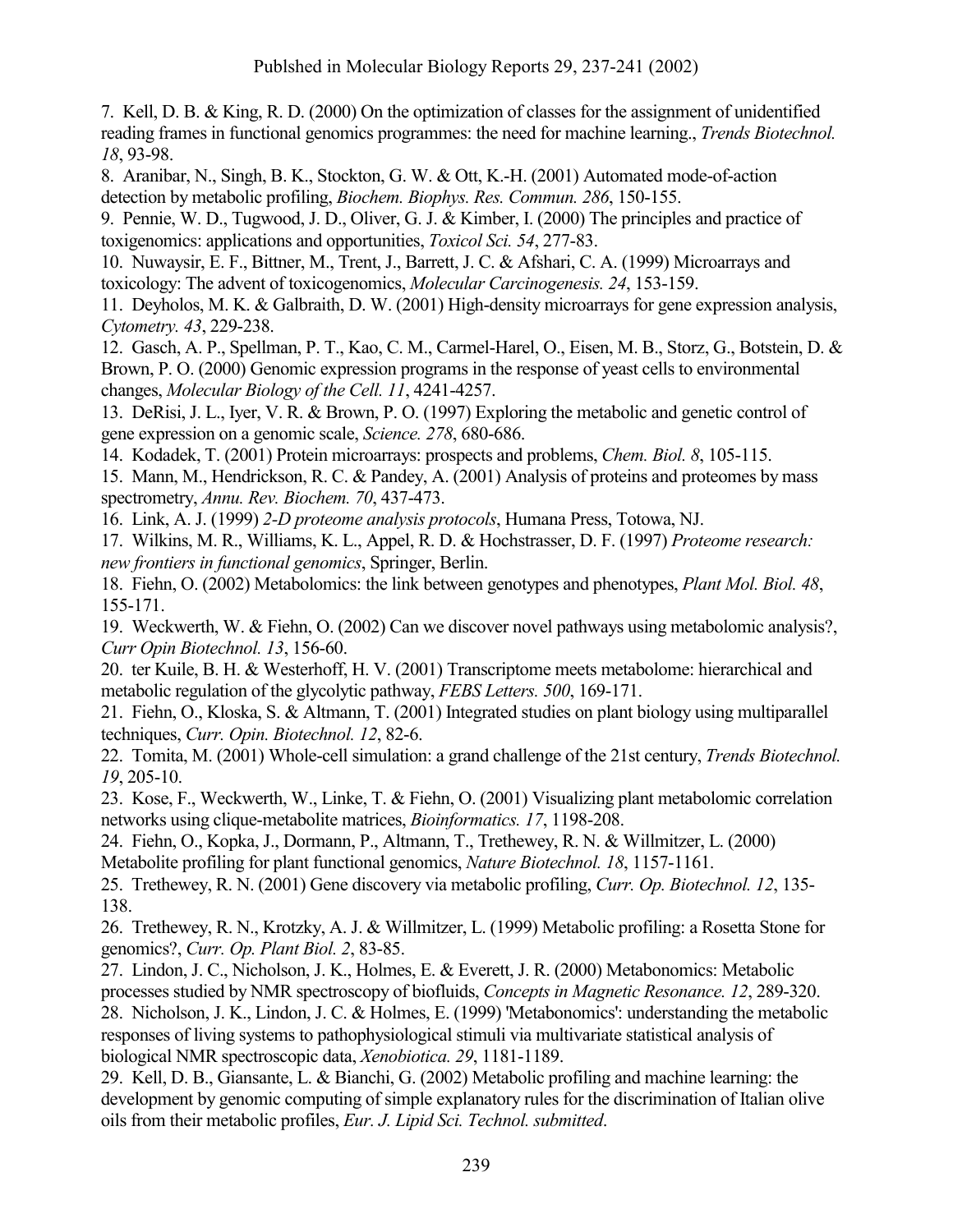7. Kell, D. B. & King, R. D. (2000) On the optimization of classes for the assignment of unidentified reading frames in functional genomics programmes: the need for machine learning., *Trends Biotechnol. 18*, 93-98.

8. Aranibar, N., Singh, B. K., Stockton, G. W. & Ott, K.-H. (2001) Automated mode-of-action detection by metabolic profiling, *Biochem. Biophys. Res. Commun. 286*, 150-155.

9. Pennie, W. D., Tugwood, J. D., Oliver, G. J. & Kimber, I. (2000) The principles and practice of toxigenomics: applications and opportunities, *Toxicol Sci. 54*, 277-83.

10. Nuwaysir, E. F., Bittner, M., Trent, J., Barrett, J. C. & Afshari, C. A. (1999) Microarrays and toxicology: The advent of toxicogenomics, *Molecular Carcinogenesis. 24*, 153-159.

11. Deyholos, M. K. & Galbraith, D. W. (2001) High-density microarrays for gene expression analysis, *Cytometry. 43*, 229-238.

12. Gasch, A. P., Spellman, P. T., Kao, C. M., Carmel-Harel, O., Eisen, M. B., Storz, G., Botstein, D. & Brown, P. O. (2000) Genomic expression programs in the response of yeast cells to environmental changes, *Molecular Biology of the Cell. 11*, 4241-4257.

13. DeRisi, J. L., Iyer, V. R. & Brown, P. O. (1997) Exploring the metabolic and genetic control of gene expression on a genomic scale, *Science. 278*, 680-686.

14. Kodadek, T. (2001) Protein microarrays: prospects and problems, *Chem. Biol. 8*, 105-115.

15. Mann, M., Hendrickson, R. C. & Pandey, A. (2001) Analysis of proteins and proteomes by mass spectrometry, *Annu. Rev. Biochem. 70*, 437-473.

16. Link, A. J. (1999) *2-D proteome analysis protocols*, Humana Press, Totowa, NJ.

17. Wilkins, M. R., Williams, K. L., Appel, R. D. & Hochstrasser, D. F. (1997) *Proteome research: new frontiers in functional genomics*, Springer, Berlin.

18. Fiehn, O. (2002) Metabolomics: the link between genotypes and phenotypes, *Plant Mol. Biol. 48*, 155-171.

19. Weckwerth, W. & Fiehn, O. (2002) Can we discover novel pathways using metabolomic analysis?, *Curr Opin Biotechnol. 13*, 156-60.

20. ter Kuile, B. H. & Westerhoff, H. V. (2001) Transcriptome meets metabolome: hierarchical and metabolic regulation of the glycolytic pathway, *FEBS Letters. 500*, 169-171.

21. Fiehn, O., Kloska, S. & Altmann, T. (2001) Integrated studies on plant biology using multiparallel techniques, *Curr. Opin. Biotechnol. 12*, 82-6.

22. Tomita, M. (2001) Whole-cell simulation: a grand challenge of the 21st century, *Trends Biotechnol. 19*, 205-10.

23. Kose, F., Weckwerth, W., Linke, T. & Fiehn, O. (2001) Visualizing plant metabolomic correlation networks using clique-metabolite matrices, *Bioinformatics. 17*, 1198-208.

24. Fiehn, O., Kopka, J., Dormann, P., Altmann, T., Trethewey, R. N. & Willmitzer, L. (2000) Metabolite profiling for plant functional genomics, *Nature Biotechnol. 18*, 1157-1161.

25. Trethewey, R. N. (2001) Gene discovery via metabolic profiling, *Curr. Op. Biotechnol. 12*, 135-138.

26. Trethewey, R. N., Krotzky, A. J. & Willmitzer, L. (1999) Metabolic profiling: a Rosetta Stone for genomics?, *Curr. Op. Plant Biol. 2*, 83-85.

27. Lindon, J. C., Nicholson, J. K., Holmes, E. & Everett, J. R. (2000) Metabonomics: Metabolic processes studied by NMR spectroscopy of biofluids, *Concepts in Magnetic Resonance. 12*, 289-320.

28. Nicholson, J. K., Lindon, J. C. & Holmes, E. (1999) 'Metabonomics': understanding the metabolic responses of living systems to pathophysiological stimuli via multivariate statistical analysis of biological NMR spectroscopic data, *Xenobiotica. 29*, 1181-1189.

29. Kell, D. B., Giansante, L. & Bianchi, G. (2002) Metabolic profiling and machine learning: the development by genomic computing of simple explanatory rules for the discrimination of Italian olive oils from their metabolic profiles, *Eur. J. Lipid Sci. Technol. submitted*.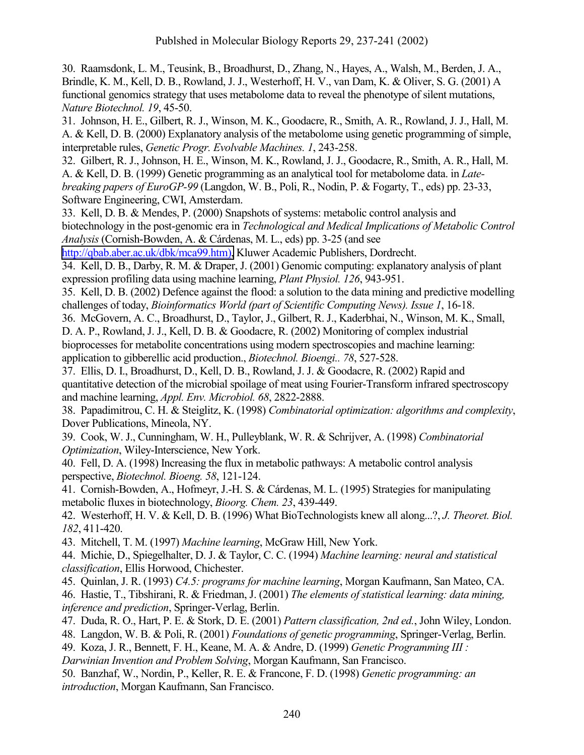30. Raamsdonk, L. M., Teusink, B., Broadhurst, D., Zhang, N., Hayes, A., Walsh, M., Berden, J. A., Brindle, K. M., Kell, D. B., Rowland, J. J., Westerhoff, H. V., van Dam, K. & Oliver, S. G. (2001) A functional genomics strategy that uses metabolome data to reveal the phenotype of silent mutations, *Nature Biotechnol. 19*, 45-50.

31. Johnson, H. E., Gilbert, R. J., Winson, M. K., Goodacre, R., Smith, A. R., Rowland, J. J., Hall, M. A. & Kell, D. B. (2000) Explanatory analysis of the metabolome using genetic programming of simple, interpretable rules, *Genetic Progr. Evolvable Machines. 1*, 243-258.

32. Gilbert, R. J., Johnson, H. E., Winson, M. K., Rowland, J. J., Goodacre, R., Smith, A. R., Hall, M. A. & Kell, D. B. (1999) Genetic programming as an analytical tool for metabolome data. in *Late-breaking papers of EuroGP-99* (Langdon, W. B., Poli, R., Nodin, P. & Fogarty, T., eds) pp. 23-33, Software Engineering, CWI, Amsterdam.

33. Kell, D. B. & Mendes, P. (2000) Snapshots of systems: metabolic control analysis and biotechnology in the post-genomic era in *Technological and Medical Implications of Metabolic Control Analysis* (Cornish-Bowden, A. & Cárdenas, M. L., eds) pp. 3-25 (and see http://qbab.aber.ac.uk/dbk/mca99.htm), Kluwer Academic Publishers, Dordrecht.

34. Kell, D. B., Darby, R. M. & Draper, J. (2001) Genomic computing: explanatory analysis of plant expression profiling data using machine learning, *Plant Physiol. 126*, 943-951.

35. Kell, D. B. (2002) Defence against the flood: a solution to the data mining and predictive modelling challenges of today, *Bioinformatics World (part of Scientific Computing News). Issue 1*, 16-18.

36. McGovern, A. C., Broadhurst, D., Taylor, J., Gilbert, R. J., Kaderbhai, N., Winson, M. K., Small, D. A. P., Rowland, J. J., Kell, D. B. & Goodacre, R. (2002) Monitoring of complex industrial bioprocesses for metabolite concentrations using modern spectroscopies and machine learning: application to gibberellic acid production., *Biotechnol. Bioengi.. 78*, 527-528.

37. Ellis, D. I., Broadhurst, D., Kell, D. B., Rowland, J. J. & Goodacre, R. (2002) Rapid and quantitative detection of the microbial spoilage of meat using Fourier-Transform infrared spectroscopy and machine learning, *Appl. Env. Microbiol. 68*, 2822-2888.

38. Papadimitrou, C. H. & Steiglitz, K. (1998) *Combinatorial optimization: algorithms and complexity*, Dover Publications, Mineola, NY.

39. Cook, W. J., Cunningham, W. H., Pulleyblank, W. R. & Schrijver, A. (1998) *Combinatorial Optimization*, Wiley-Interscience, New York.

40. Fell, D. A. (1998) Increasing the flux in metabolic pathways: A metabolic control analysis perspective, *Biotechnol. Bioeng. 58*, 121-124.

41. Cornish-Bowden, A., Hofmeyr, J.-H. S. & Cárdenas, M. L. (1995) Strategies for manipulating metabolic fluxes in biotechnology, *Bioorg. Chem. 23*, 439-449.

42. Westerhoff, H. V. & Kell, D. B. (1996) What BioTechnologists knew all along...?, *J. Theoret. Biol. 182*, 411-420.

43. Mitchell, T. M. (1997) *Machine learning*, McGraw Hill, New York.

44. Michie, D., Spiegelhalter, D. J. & Taylor, C. C. (1994) *Machine learning: neural and statistical classification*, Ellis Horwood, Chichester.

45. Quinlan, J. R. (1993) *C4.5: programs for machine learning*, Morgan Kaufmann, San Mateo, CA.

46. Hastie, T., Tibshirani, R. & Friedman, J. (2001) *The elements of statistical learning: data mining, inference and prediction*, Springer-Verlag, Berlin.

47. Duda, R. O., Hart, P. E. & Stork, D. E. (2001) *Pattern classification, 2nd ed.*, John Wiley, London.

48. Langdon, W. B. & Poli, R. (2001) *Foundations of genetic programming*, Springer-Verlag, Berlin.

49. Koza, J. R., Bennett, F. H., Keane, M. A. & Andre, D. (1999) *Genetic Programming III : Darwinian Invention and Problem Solving*, Morgan Kaufmann, San Francisco.

50. Banzhaf, W., Nordin, P., Keller, R. E. & Francone, F. D. (1998) *Genetic programming: an introduction*, Morgan Kaufmann, San Francisco.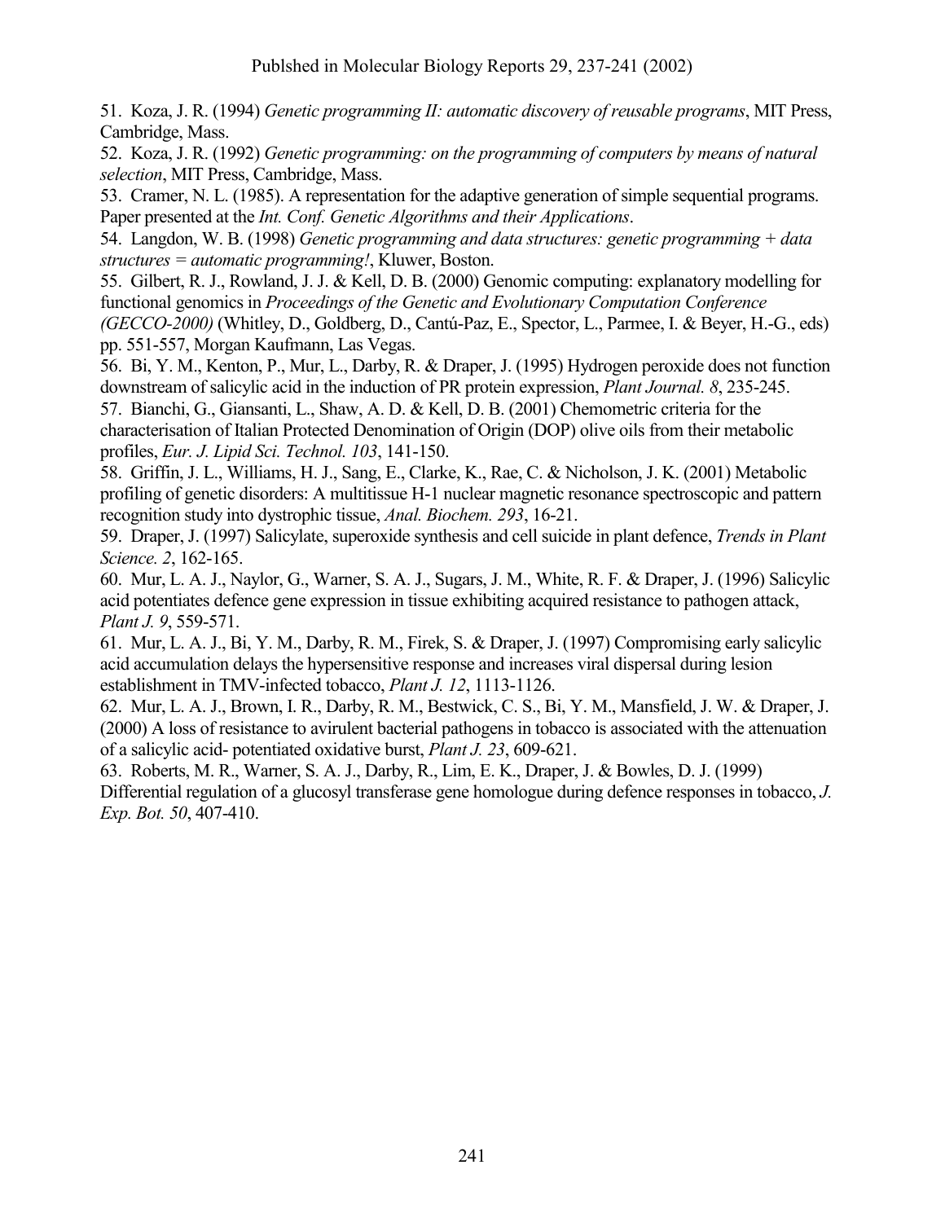51. Koza, J. R. (1994) *Genetic programming II: automatic discovery of reusable programs*, MIT Press, Cambridge, Mass.

52. Koza, J. R. (1992) *Genetic programming: on the programming of computers by means of natural selection*, MIT Press, Cambridge, Mass.

53. Cramer, N. L. (1985). A representation for the adaptive generation of simple sequential programs. Paper presented at the *Int. Conf. Genetic Algorithms and their Applications*.

54. Langdon, W. B. (1998) *Genetic programming and data structures: genetic programming + data structures = automatic programming!*, Kluwer, Boston.

55. Gilbert, R. J., Rowland, J. J. & Kell, D. B. (2000) Genomic computing: explanatory modelling for functional genomics in *Proceedings of the Genetic and Evolutionary Computation Conference (GECCO-2000)* (Whitley, D., Goldberg, D., Cantú-Paz, E., Spector, L., Parmee, I. & Beyer, H.-G., eds) pp. 551-557, Morgan Kaufmann, Las Vegas.

56. Bi, Y. M., Kenton, P., Mur, L., Darby, R. & Draper, J. (1995) Hydrogen peroxide does not function downstream of salicylic acid in the induction of PR protein expression, *Plant Journal. 8*, 235-245.

57. Bianchi, G., Giansanti, L., Shaw, A. D. & Kell, D. B. (2001) Chemometric criteria for the characterisation of Italian Protected Denomination of Origin (DOP) olive oils from their metabolic profiles, *Eur. J. Lipid Sci. Technol. 103*, 141-150.

58. Griffin, J. L., Williams, H. J., Sang, E., Clarke, K., Rae, C. & Nicholson, J. K. (2001) Metabolic profiling of genetic disorders: A multitissue H-1 nuclear magnetic resonance spectroscopic and pattern recognition study into dystrophic tissue, *Anal. Biochem. 293*, 16-21.

59. Draper, J. (1997) Salicylate, superoxide synthesis and cell suicide in plant defence, *Trends in Plant Science. 2*, 162-165.

60. Mur, L. A. J., Naylor, G., Warner, S. A. J., Sugars, J. M., White, R. F. & Draper, J. (1996) Salicylic acid potentiates defence gene expression in tissue exhibiting acquired resistance to pathogen attack, *Plant J. 9*, 559-571.

61. Mur, L. A. J., Bi, Y. M., Darby, R. M., Firek, S. & Draper, J. (1997) Compromising early salicylic acid accumulation delays the hypersensitive response and increases viral dispersal during lesion establishment in TMV-infected tobacco, *Plant J. 12*, 1113-1126.

62. Mur, L. A. J., Brown, I. R., Darby, R. M., Bestwick, C. S., Bi, Y. M., Mansfield, J. W. & Draper, J. (2000) A loss of resistance to avirulent bacterial pathogens in tobacco is associated with the attenuation of a salicylic acid- potentiated oxidative burst, *Plant J. 23*, 609-621.

63. Roberts, M. R., Warner, S. A. J., Darby, R., Lim, E. K., Draper, J. & Bowles, D. J. (1999) Differential regulation of a glucosyl transferase gene homologue during defence responses in tobacco, *J. Exp. Bot. 50*, 407-410.